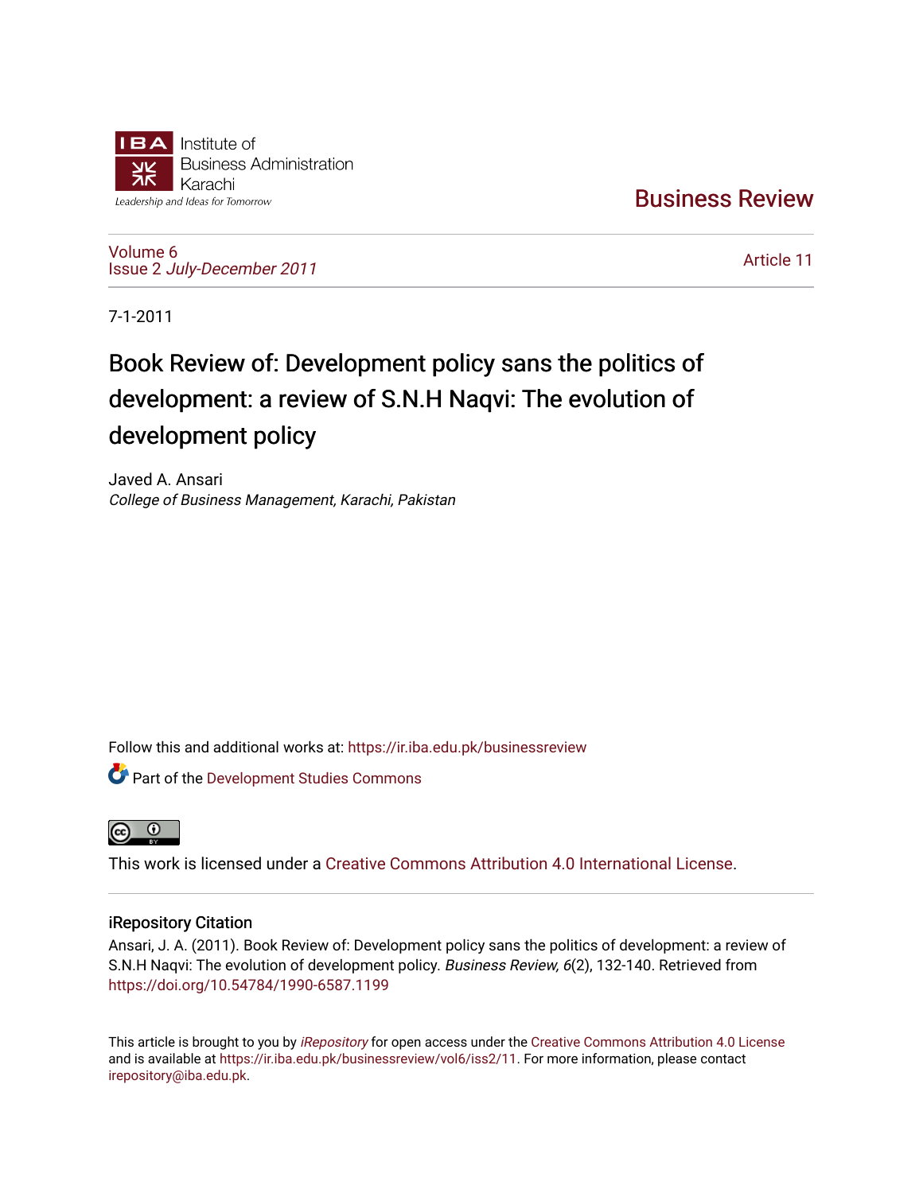Institute of Business Administration Karachi

Leadership and Ideas for Tomorrow

Business Review

Volume 6
Issue 2 *July-December 2011*

Article 11

7-1-2011

# Book Review of: Development policy sans the politics of development: a review of S.N.H Naqvi: The evolution of development policy

Javed A. Ansari
*College of Business Management, Karachi, Pakistan*

Follow this and additional works at: https://ir.iba.edu.pk/businessreview

Part of the Development Studies Commons

This work is licensed under a Creative Commons Attribution 4.0 International License.

## iRepository Citation

Ansari, J. A. (2011). Book Review of: Development policy sans the politics of development: a review of S.N.H Naqvi: The evolution of development policy. *Business Review, 6*(2), 132-140. Retrieved from https://doi.org/10.54784/1990-6587.1199

This article is brought to you by *iRepository* for open access under the Creative Commons Attribution 4.0 License and is available at https://ir.iba.edu.pk/businessreview/vol6/iss2/11. For more information, please contact irepository@iba.edu.pk.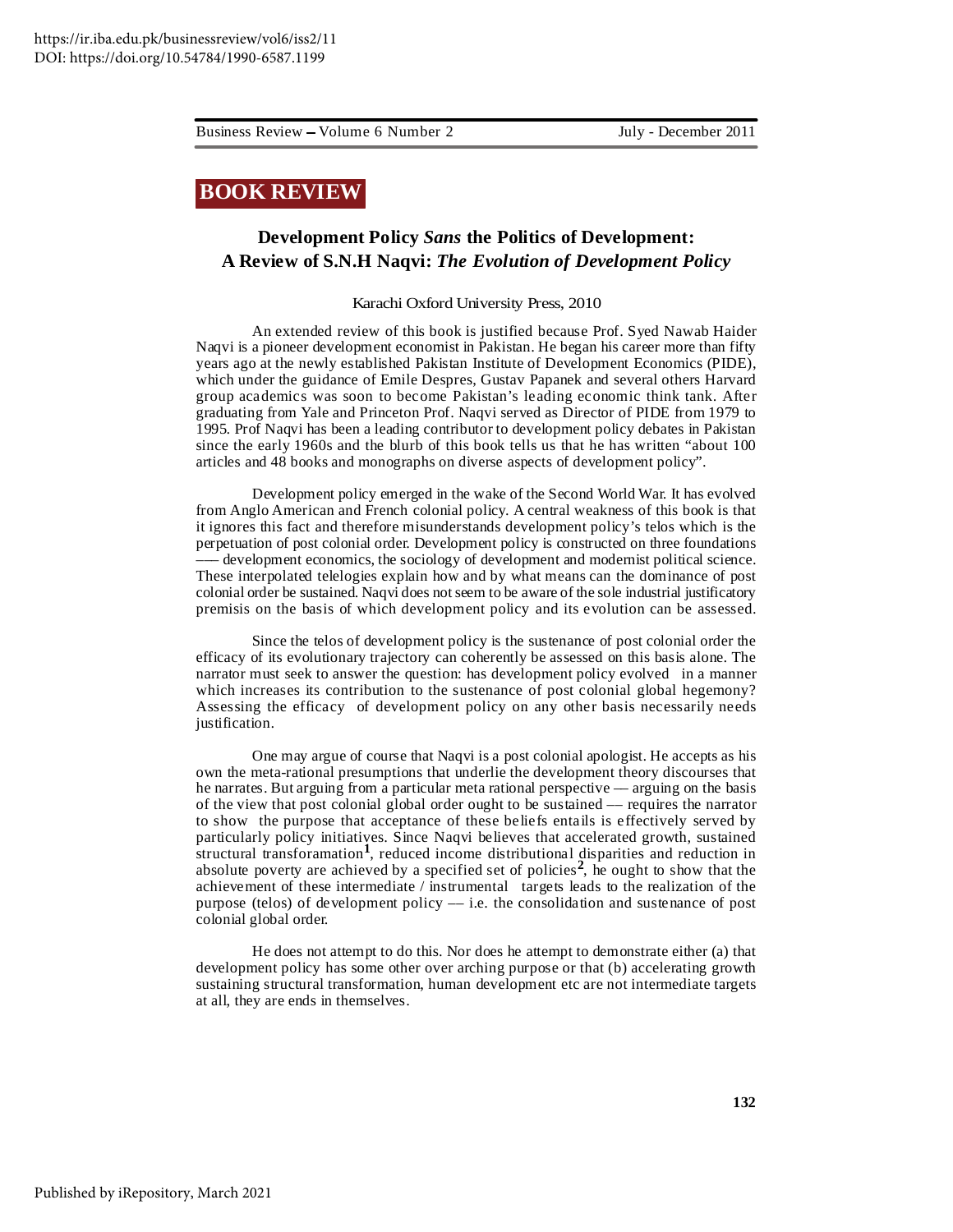https://ir.iba.edu.pk/businessreview/vol6/iss2/11
DOI: https://doi.org/10.54784/1990-6587.1199

# BOOK REVIEW

## Development Policy *Sans* the Politics of Development: A Review of S.N.H Naqvi: *The Evolution of Development Policy*

Karachi Oxford University Press, 2010

An extended review of this book is justified because Prof. Syed Nawab Haider Naqvi is a pioneer development economist in Pakistan. He began his career more than fifty years ago at the newly established Pakistan Institute of Development Economics (PIDE), which under the guidance of Emile Despres, Gustav Papanek and several others Harvard group academics was soon to become Pakistan's leading economic think tank. After graduating from Yale and Princeton Prof. Naqvi served as Director of PIDE from 1979 to 1995. Prof Naqvi has been a leading contributor to development policy debates in Pakistan since the early 1960s and the blurb of this book tells us that he has written "about 100 articles and 48 books and monographs on diverse aspects of development policy".

Development policy emerged in the wake of the Second World War. It has evolved from Anglo American and French colonial policy. A central weakness of this book is that it ignores this fact and therefore misunderstands development policy's telos which is the perpetuation of post colonial order. Development policy is constructed on three foundations —– development economics, the sociology of development and modernist political science. These interpolated telelogies explain how and by what means can the dominance of post colonial order be sustained. Naqvi does not seem to be aware of the sole industrial justificatory premisis on the basis of which development policy and its evolution can be assessed.

Since the telos of development policy is the sustenance of post colonial order the efficacy of its evolutionary trajectory can coherently be assessed on this basis alone. The narrator must seek to answer the question: has development policy evolved in a manner which increases its contribution to the sustenance of post colonial global hegemony? Assessing the efficacy of development policy on any other basis necessarily needs justification.

One may argue of course that Naqvi is a post colonial apologist. He accepts as his own the meta-rational presumptions that underlie the development theory discourses that he narrates. But arguing from a particular meta rational perspective — arguing on the basis of the view that post colonial global order ought to be sustained — requires the narrator to show the purpose that acceptance of these beliefs entails is effectively served by particularly policy initiatives. Since Naqvi believes that accelerated growth, sustained structural transforamation[1], reduced income distributional disparities and reduction in absolute poverty are achieved by a specified set of policies[2], he ought to show that the achievement of these intermediate / instrumental targets leads to the realization of the purpose (telos) of development policy — i.e. the consolidation and sustenance of post colonial global order.

He does not attempt to do this. Nor does he attempt to demonstrate either (a) that development policy has some other over arching purpose or that (b) accelerating growth sustaining structural transformation, human development etc are not intermediate targets at all, they are ends in themselves.

Published by iRepository, March 2021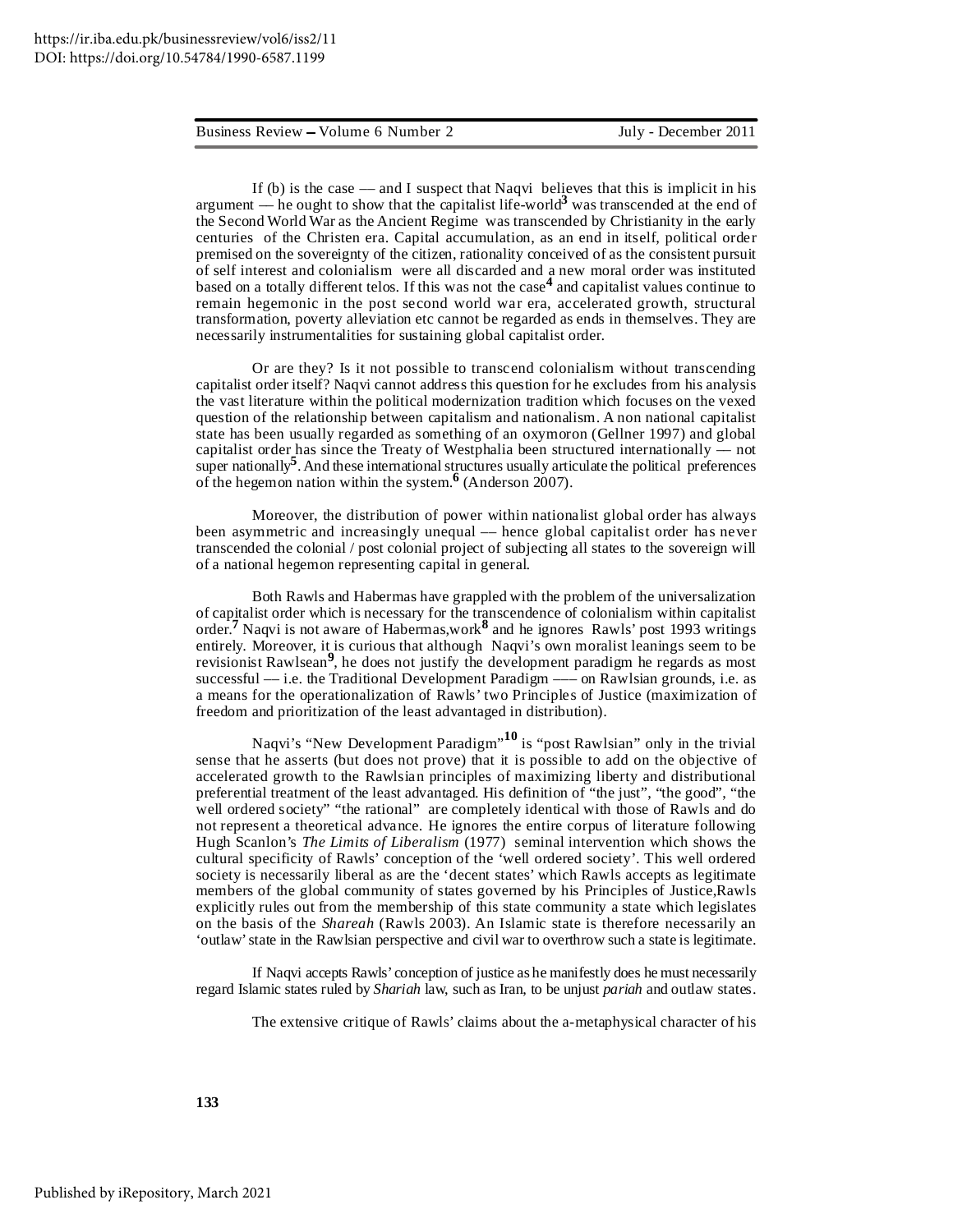If (b) is the case — and I suspect that Naqvi believes that this is implicit in his argument — he ought to show that the capitalist life-world[3] was transcended at the end of the Second World War as the Ancient Regime was transcended by Christianity in the early centuries of the Christen era. Capital accumulation, as an end in itself, political order premised on the sovereignty of the citizen, rationality conceived of as the consistent pursuit of self interest and colonialism were all discarded and a new moral order was instituted based on a totally different telos. If this was not the case[4] and capitalist values continue to remain hegemonic in the post second world war era, accelerated growth, structural transformation, poverty alleviation etc cannot be regarded as ends in themselves. They are necessarily instrumentalities for sustaining global capitalist order.

Or are they? Is it not possible to transcend colonialism without transcending capitalist order itself? Naqvi cannot address this question for he excludes from his analysis the vast literature within the political modernization tradition which focuses on the vexed question of the relationship between capitalism and nationalism. A non national capitalist state has been usually regarded as something of an oxymoron (Gellner 1997) and global capitalist order has since the Treaty of Westphalia been structured internationally — not super nationally[5]. And these international structures usually articulate the political preferences of the hegemon nation within the system.[6] (Anderson 2007).

Moreover, the distribution of power within nationalist global order has always been asymmetric and increasingly unequal –– hence global capitalist order has never transcended the colonial / post colonial project of subjecting all states to the sovereign will of a national hegemon representing capital in general.

Both Rawls and Habermas have grappled with the problem of the universalization of capitalist order which is necessary for the transcendence of colonialism within capitalist order.[7] Naqvi is not aware of Habermas,work[8] and he ignores Rawls' post 1993 writings entirely. Moreover, it is curious that although Naqvi's own moralist leanings seem to be revisionist Rawlsean[9], he does not justify the development paradigm he regards as most successful –– i.e. the Traditional Development Paradigm ––– on Rawlsian grounds, i.e. as a means for the operationalization of Rawls' two Principles of Justice (maximization of freedom and prioritization of the least advantaged in distribution).

Naqvi's "New Development Paradigm"[10] is "post Rawlsian" only in the trivial sense that he asserts (but does not prove) that it is possible to add on the objective of accelerated growth to the Rawlsian principles of maximizing liberty and distributional preferential treatment of the least advantaged. His definition of "the just", "the good", "the well ordered society" "the rational" are completely identical with those of Rawls and do not represent a theoretical advance. He ignores the entire corpus of literature following Hugh Scanlon's *The Limits of Liberalism* (1977) seminal intervention which shows the cultural specificity of Rawls' conception of the 'well ordered society'. This well ordered society is necessarily liberal as are the 'decent states' which Rawls accepts as legitimate members of the global community of states governed by his Principles of Justice,Rawls explicitly rules out from the membership of this state community a state which legislates on the basis of the *Shareah* (Rawls 2003). An Islamic state is therefore necessarily an 'outlaw' state in the Rawlsian perspective and civil war to overthrow such a state is legitimate.

If Naqvi accepts Rawls' conception of justice as he manifestly does he must necessarily regard Islamic states ruled by *Shariah* law, such as Iran, to be unjust *pariah* and outlaw states.

The extensive critique of Rawls' claims about the a-metaphysical character of his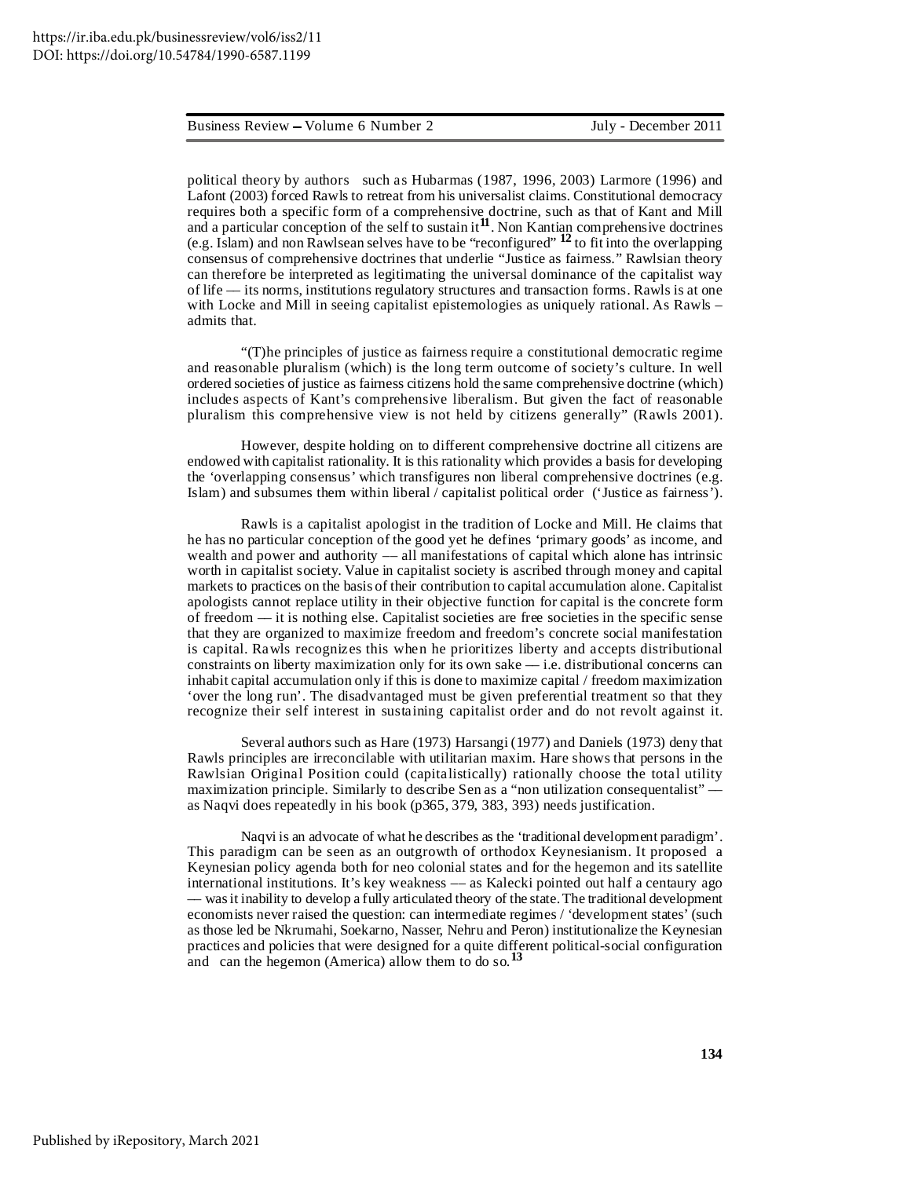political theory by authors such as Hubarmas (1987, 1996, 2003) Larmore (1996) and Lafont (2003) forced Rawls to retreat from his universalist claims. Constitutional democracy requires both a specific form of a comprehensive doctrine, such as that of Kant and Mill and a particular conception of the self to sustain it[11]. Non Kantian comprehensive doctrines (e.g. Islam) and non Rawlsean selves have to be "reconfigured" [12] to fit into the overlapping consensus of comprehensive doctrines that underlie "Justice as fairness." Rawlsian theory can therefore be interpreted as legitimating the universal dominance of the capitalist way of life — its norms, institutions regulatory structures and transaction forms. Rawls is at one with Locke and Mill in seeing capitalist epistemologies as uniquely rational. As Rawls – admits that.

"(T)he principles of justice as fairness require a constitutional democratic regime and reasonable pluralism (which) is the long term outcome of society's culture. In well ordered societies of justice as fairness citizens hold the same comprehensive doctrine (which) includes aspects of Kant's comprehensive liberalism. But given the fact of reasonable pluralism this comprehensive view is not held by citizens generally" (Rawls 2001).

However, despite holding on to different comprehensive doctrine all citizens are endowed with capitalist rationality. It is this rationality which provides a basis for developing the 'overlapping consensus' which transfigures non liberal comprehensive doctrines (e.g. Islam) and subsumes them within liberal / capitalist political order ('Justice as fairness').

Rawls is a capitalist apologist in the tradition of Locke and Mill. He claims that he has no particular conception of the good yet he defines 'primary goods' as income, and wealth and power and authority –– all manifestations of capital which alone has intrinsic worth in capitalist society. Value in capitalist society is ascribed through money and capital markets to practices on the basis of their contribution to capital accumulation alone. Capitalist apologists cannot replace utility in their objective function for capital is the concrete form of freedom — it is nothing else. Capitalist societies are free societies in the specific sense that they are organized to maximize freedom and freedom's concrete social manifestation is capital. Rawls recognizes this when he prioritizes liberty and accepts distributional constraints on liberty maximization only for its own sake — i.e. distributional concerns can inhabit capital accumulation only if this is done to maximize capital / freedom maximization 'over the long run'. The disadvantaged must be given preferential treatment so that they recognize their self interest in sustaining capitalist order and do not revolt against it.

Several authors such as Hare (1973) Harsangi (1977) and Daniels (1973) deny that Rawls principles are irreconcilable with utilitarian maxim. Hare shows that persons in the Rawlsian Original Position could (capitalistically) rationally choose the total utility maximization principle. Similarly to describe Sen as a "non utilization consequentalist" — as Naqvi does repeatedly in his book (p365, 379, 383, 393) needs justification.

Naqvi is an advocate of what he describes as the 'traditional development paradigm'. This paradigm can be seen as an outgrowth of orthodox Keynesianism. It proposed a Keynesian policy agenda both for neo colonial states and for the hegemon and its satellite international institutions. It's key weakness –– as Kalecki pointed out half a centaury ago — was it inability to develop a fully articulated theory of the state. The traditional development economists never raised the question: can intermediate regimes / 'development states' (such as those led be Nkrumahi, Soekarno, Nasser, Nehru and Peron) institutionalize the Keynesian practices and policies that were designed for a quite different political-social configuration and can the hegemon (America) allow them to do so.[13]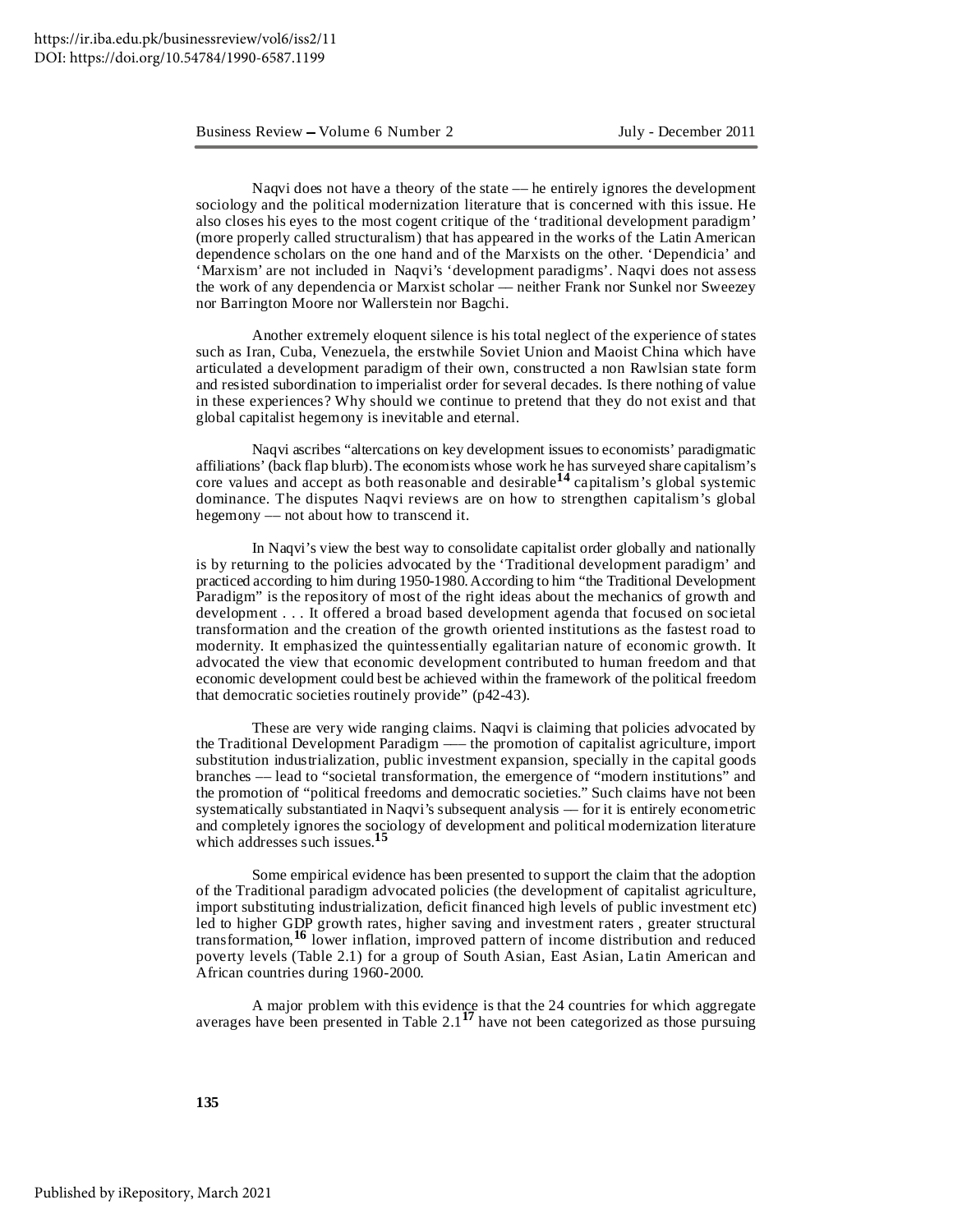Naqvi does not have a theory of the state — he entirely ignores the development sociology and the political modernization literature that is concerned with this issue. He also closes his eyes to the most cogent critique of the 'traditional development paradigm' (more properly called structuralism) that has appeared in the works of the Latin American dependence scholars on the one hand and of the Marxists on the other. 'Dependicia' and 'Marxism' are not included in Naqvi's 'development paradigms'. Naqvi does not assess the work of any dependencia or Marxist scholar — neither Frank nor Sunkel nor Sweezey nor Barrington Moore nor Wallerstein nor Bagchi.

Another extremely eloquent silence is his total neglect of the experience of states such as Iran, Cuba, Venezuela, the erstwhile Soviet Union and Maoist China which have articulated a development paradigm of their own, constructed a non Rawlsian state form and resisted subordination to imperialist order for several decades. Is there nothing of value in these experiences? Why should we continue to pretend that they do not exist and that global capitalist hegemony is inevitable and eternal.

Naqvi ascribes "altercations on key development issues to economists' paradigmatic affiliations' (back flap blurb). The economists whose work he has surveyed share capitalism's core values and accept as both reasonable and desirable[14] capitalism's global systemic dominance. The disputes Naqvi reviews are on how to strengthen capitalism's global hegemony — not about how to transcend it.

In Naqvi's view the best way to consolidate capitalist order globally and nationally is by returning to the policies advocated by the 'Traditional development paradigm' and practiced according to him during 1950-1980. According to him "the Traditional Development Paradigm" is the repository of most of the right ideas about the mechanics of growth and development . . . It offered a broad based development agenda that focused on societal transformation and the creation of the growth oriented institutions as the fastest road to modernity. It emphasized the quintessentially egalitarian nature of economic growth. It advocated the view that economic development contributed to human freedom and that economic development could best be achieved within the framework of the political freedom that democratic societies routinely provide" (p42-43).

These are very wide ranging claims. Naqvi is claiming that policies advocated by the Traditional Development Paradigm —– the promotion of capitalist agriculture, import substitution industrialization, public investment expansion, specially in the capital goods branches –– lead to "societal transformation, the emergence of "modern institutions" and the promotion of "political freedoms and democratic societies." Such claims have not been systematically substantiated in Naqvi's subsequent analysis — for it is entirely econometric and completely ignores the sociology of development and political modernization literature which addresses such issues.[15]

Some empirical evidence has been presented to support the claim that the adoption of the Traditional paradigm advocated policies (the development of capitalist agriculture, import substituting industrialization, deficit financed high levels of public investment etc) led to higher GDP growth rates, higher saving and investment raters , greater structural transformation,[16] lower inflation, improved pattern of income distribution and reduced poverty levels (Table 2.1) for a group of South Asian, East Asian, Latin American and African countries during 1960-2000.

A major problem with this evidence is that the 24 countries for which aggregate averages have been presented in Table 2.1[17] have not been categorized as those pursuing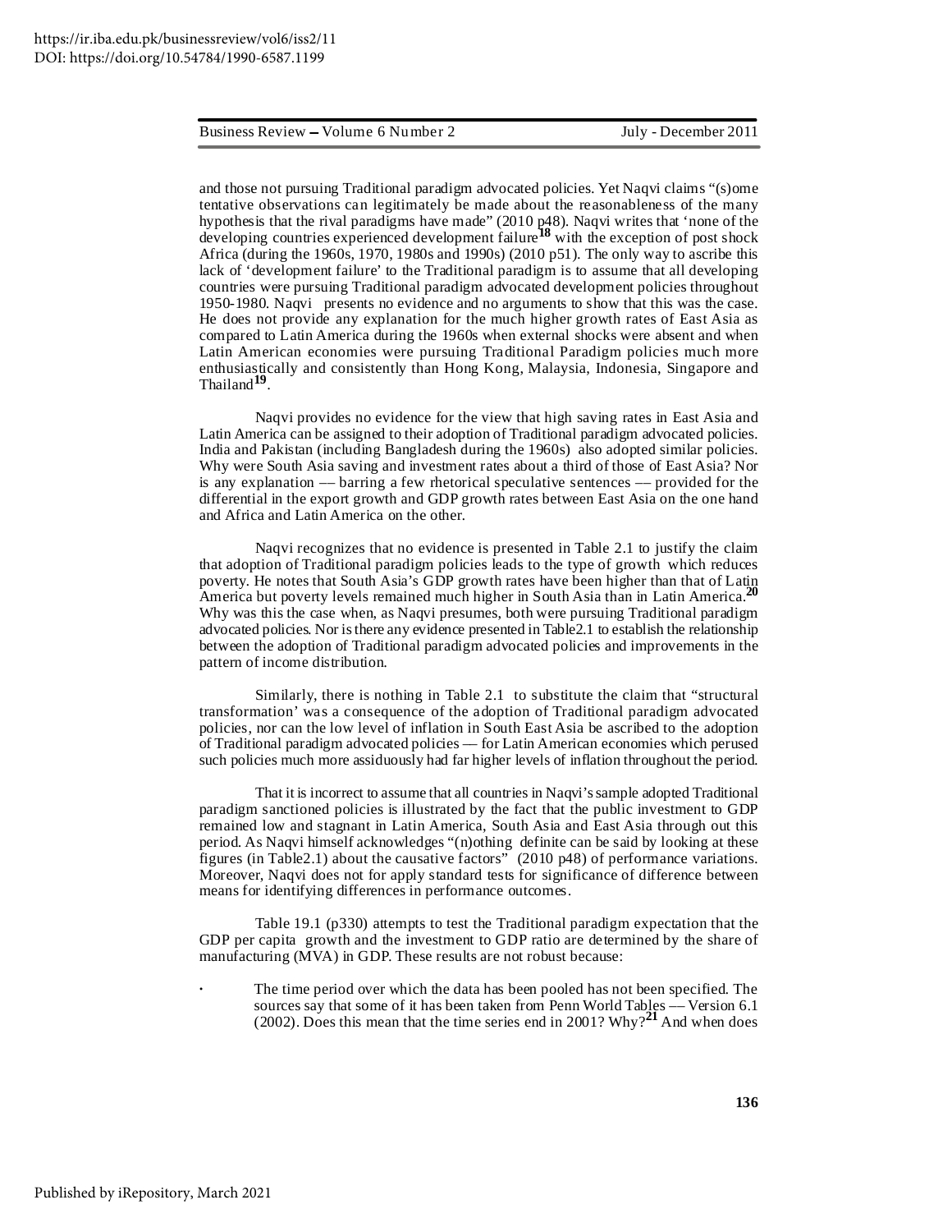and those not pursuing Traditional paradigm advocated policies. Yet Naqvi claims "(s)ome tentative observations can legitimately be made about the reasonableness of the many hypothesis that the rival paradigms have made" (2010 p48). Naqvi writes that 'none of the developing countries experienced development failure[18] with the exception of post shock Africa (during the 1960s, 1970, 1980s and 1990s) (2010 p51). The only way to ascribe this lack of 'development failure' to the Traditional paradigm is to assume that all developing countries were pursuing Traditional paradigm advocated development policies throughout 1950-1980. Naqvi presents no evidence and no arguments to show that this was the case. He does not provide any explanation for the much higher growth rates of East Asia as compared to Latin America during the 1960s when external shocks were absent and when Latin American economies were pursuing Traditional Paradigm policies much more enthusiastically and consistently than Hong Kong, Malaysia, Indonesia, Singapore and Thailand[19].

Naqvi provides no evidence for the view that high saving rates in East Asia and Latin America can be assigned to their adoption of Traditional paradigm advocated policies. India and Pakistan (including Bangladesh during the 1960s) also adopted similar policies. Why were South Asia saving and investment rates about a third of those of East Asia? Nor is any explanation –– barring a few rhetorical speculative sentences –– provided for the differential in the export growth and GDP growth rates between East Asia on the one hand and Africa and Latin America on the other.

Naqvi recognizes that no evidence is presented in Table 2.1 to justify the claim that adoption of Traditional paradigm policies leads to the type of growth which reduces poverty. He notes that South Asia's GDP growth rates have been higher than that of Latin America but poverty levels remained much higher in South Asia than in Latin America.[20] Why was this the case when, as Naqvi presumes, both were pursuing Traditional paradigm advocated policies. Nor is there any evidence presented in Table2.1 to establish the relationship between the adoption of Traditional paradigm advocated policies and improvements in the pattern of income distribution.

Similarly, there is nothing in Table 2.1 to substitute the claim that "structural transformation' was a consequence of the adoption of Traditional paradigm advocated policies, nor can the low level of inflation in South East Asia be ascribed to the adoption of Traditional paradigm advocated policies — for Latin American economies which perused such policies much more assiduously had far higher levels of inflation throughout the period.

That it is incorrect to assume that all countries in Naqvi's sample adopted Traditional paradigm sanctioned policies is illustrated by the fact that the public investment to GDP remained low and stagnant in Latin America, South Asia and East Asia through out this period. As Naqvi himself acknowledges "(n)othing definite can be said by looking at these figures (in Table2.1) about the causative factors" (2010 p48) of performance variations. Moreover, Naqvi does not for apply standard tests for significance of difference between means for identifying differences in performance outcomes.

Table 19.1 (p330) attempts to test the Traditional paradigm expectation that the GDP per capita growth and the investment to GDP ratio are determined by the share of manufacturing (MVA) in GDP. These results are not robust because:

- The time period over which the data has been pooled has not been specified. The sources say that some of it has been taken from Penn World Tables –– Version 6.1 (2002). Does this mean that the time series end in 2001? Why?[21] And when does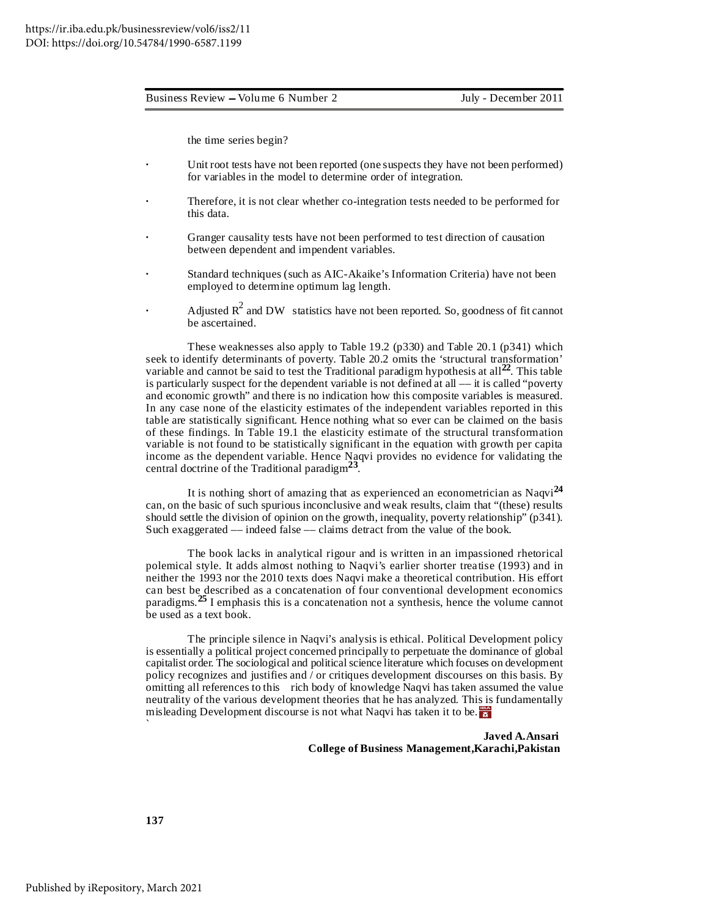the time series begin?

- Unit root tests have not been reported (one suspects they have not been performed) for variables in the model to determine order of integration.
- Therefore, it is not clear whether co-integration tests needed to be performed for this data.
- Granger causality tests have not been performed to test direction of causation between dependent and impendent variables.
- Standard techniques (such as AIC-Akaike's Information Criteria) have not been employed to determine optimum lag length.
- Adjusted $R^2$ and DW statistics have not been reported. So, goodness of fit cannot be ascertained.

These weaknesses also apply to Table 19.2 (p330) and Table 20.1 (p341) which seek to identify determinants of poverty. Table 20.2 omits the 'structural transformation' variable and cannot be said to test the Traditional paradigm hypothesis at all[22]. This table is particularly suspect for the dependent variable is not defined at all — it is called "poverty and economic growth" and there is no indication how this composite variables is measured. In any case none of the elasticity estimates of the independent variables reported in this table are statistically significant. Hence nothing what so ever can be claimed on the basis of these findings. In Table 19.1 the elasticity estimate of the structural transformation variable is not found to be statistically significant in the equation with growth per capita income as the dependent variable. Hence Naqvi provides no evidence for validating the central doctrine of the Traditional paradigm[23].

It is nothing short of amazing that as experienced an econometrician as Naqvi[24] can, on the basic of such spurious inconclusive and weak results, claim that "(these) results should settle the division of opinion on the growth, inequality, poverty relationship" (p341). Such exaggerated — indeed false — claims detract from the value of the book.

The book lacks in analytical rigour and is written in an impassioned rhetorical polemical style. It adds almost nothing to Naqvi's earlier shorter treatise (1993) and in neither the 1993 nor the 2010 texts does Naqvi make a theoretical contribution. His effort can best be described as a concatenation of four conventional development economics paradigms.[25] I emphasis this is a concatenation not a synthesis, hence the volume cannot be used as a text book.

The principle silence in Naqvi's analysis is ethical. Political Development policy is essentially a political project concerned principally to perpetuate the dominance of global capitalist order. The sociological and political science literature which focuses on development policy recognizes and justifies and / or critiques development discourses on this basis. By omitting all references to this rich body of knowledge Naqvi has taken assumed the value neutrality of the various development theories that he has analyzed. This is fundamentally misleading Development discourse is not what Naqvi has taken it to be.

**Javed A. Ansari**
**College of Business Management, Karachi, Pakistan**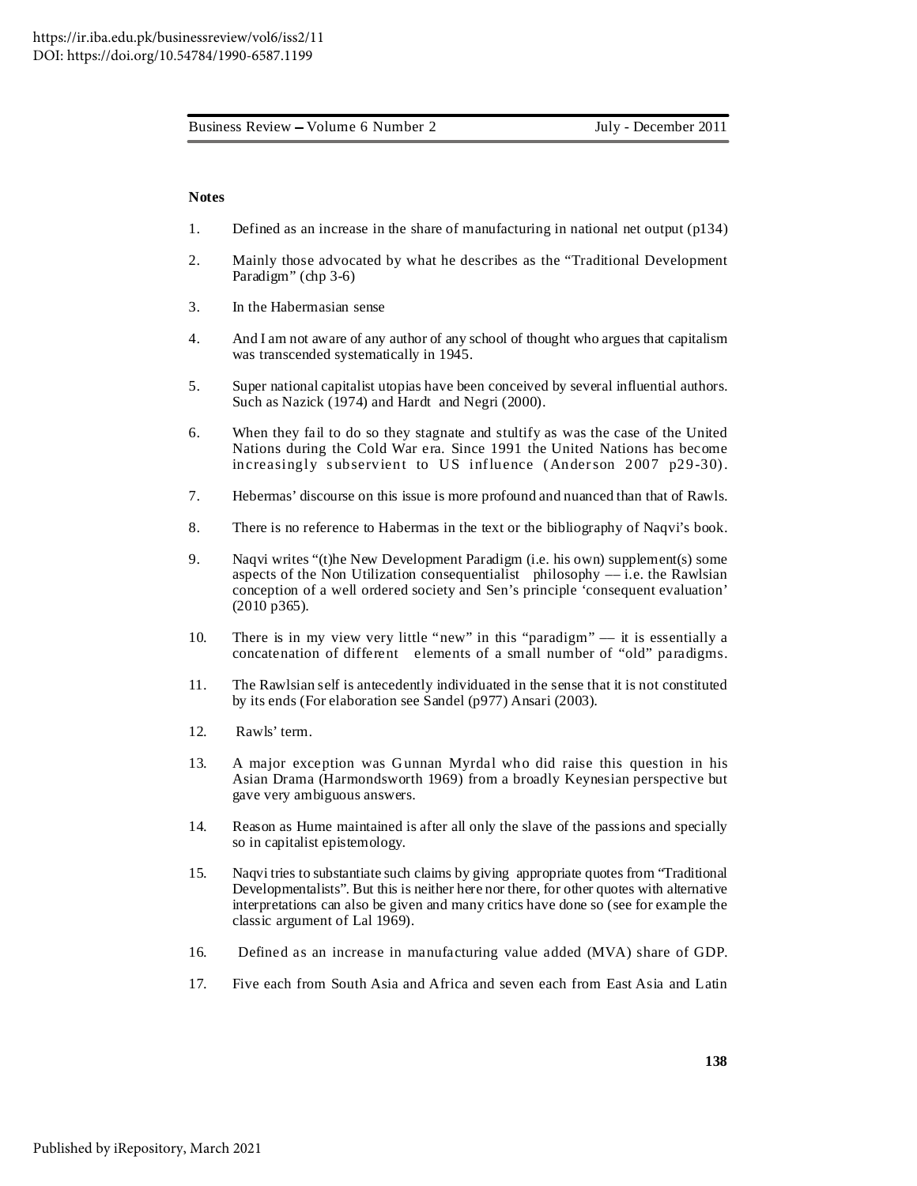## Notes

1. Defined as an increase in the share of manufacturing in national net output (p134)

2. Mainly those advocated by what he describes as the "Traditional Development Paradigm" (chp 3-6)

3. In the Habermasian sense

4. And I am not aware of any author of any school of thought who argues that capitalism was transcended systematically in 1945.

5. Super national capitalist utopias have been conceived by several influential authors. Such as Nazick (1974) and Hardt and Negri (2000).

6. When they fail to do so they stagnate and stultify as was the case of the United Nations during the Cold War era. Since 1991 the United Nations has become increasingly subservient to US influence (Anderson 2007 p29-30).

7. Hebermas' discourse on this issue is more profound and nuanced than that of Rawls.

8. There is no reference to Habermas in the text or the bibliography of Naqvi's book.

9. Naqvi writes "(t)he New Development Paradigm (i.e. his own) supplement(s) some aspects of the Non Utilization consequentialist philosophy — i.e. the Rawlsian conception of a well ordered society and Sen's principle 'consequent evaluation' (2010 p365).

10. There is in my view very little "new" in this "paradigm" — it is essentially a concatenation of different elements of a small number of "old" paradigms.

11. The Rawlsian self is antecedently individuated in the sense that it is not constituted by its ends (For elaboration see Sandel (p977) Ansari (2003).

12. Rawls' term.

13. A major exception was Gunnan Myrdal who did raise this question in his Asian Drama (Harmondsworth 1969) from a broadly Keynesian perspective but gave very ambiguous answers.

14. Reason as Hume maintained is after all only the slave of the passions and specially so in capitalist epistemology.

15. Naqvi tries to substantiate such claims by giving appropriate quotes from "Traditional Developmentalists". But this is neither here nor there, for other quotes with alternative interpretations can also be given and many critics have done so (see for example the classic argument of Lal 1969).

16. Defined as an increase in manufacturing value added (MVA) share of GDP.

17. Five each from South Asia and Africa and seven each from East Asia and Latin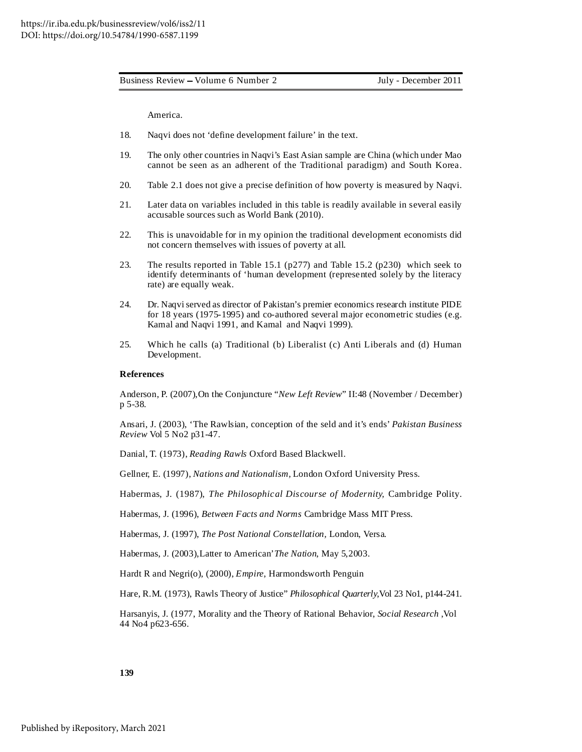America.

18. Naqvi does not 'define development failure' in the text.

19. The only other countries in Naqvi's East Asian sample are China (which under Mao cannot be seen as an adherent of the Traditional paradigm) and South Korea.

20. Table 2.1 does not give a precise definition of how poverty is measured by Naqvi.

21. Later data on variables included in this table is readily available in several easily accusable sources such as World Bank (2010).

22. This is unavoidable for in my opinion the traditional development economists did not concern themselves with issues of poverty at all.

23. The results reported in Table 15.1 (p277) and Table 15.2 (p230) which seek to identify determinants of 'human development (represented solely by the literacy rate) are equally weak.

24. Dr. Naqvi served as director of Pakistan's premier economics research institute PIDE for 18 years (1975-1995) and co-authored several major econometric studies (e.g. Kamal and Naqvi 1991, and Kamal and Naqvi 1999).

25. Which he calls (a) Traditional (b) Liberalist (c) Anti Liberals and (d) Human Development.

**References**

Anderson, P. (2007),On the Conjuncture "*New Left Review*" II:48 (November / December) p 5-38.

Ansari, J. (2003), 'The Rawlsian, conception of the seld and it's ends' *Pakistan Business Review* Vol 5 No2 p31-47.

Danial, T. (1973), *Reading Rawls* Oxford Based Blackwell.

Gellner, E. (1997), *Nations and Nationalism*, London Oxford University Press.

Habermas, J. (1987), *The Philosophical Discourse of Modernity,* Cambridge Polity.

Habermas, J. (1996), *Between Facts and Norms* Cambridge Mass MIT Press.

Habermas, J. (1997), *The Post National Constellation,* London, Versa.

Habermas, J. (2003),Latter to American'*The Nation*, May 5,2003.

Hardt R and Negri(o), (2000), *Empire,* Harmondsworth Penguin

Hare, R.M. (1973), Rawls Theory of Justice" *Philosophical Quarterly*,Vol 23 No1, p144-241.

Harsanyis, J. (1977, Morality and the Theory of Rational Behavior, *Social Research* ,Vol 44 No4 p623-656.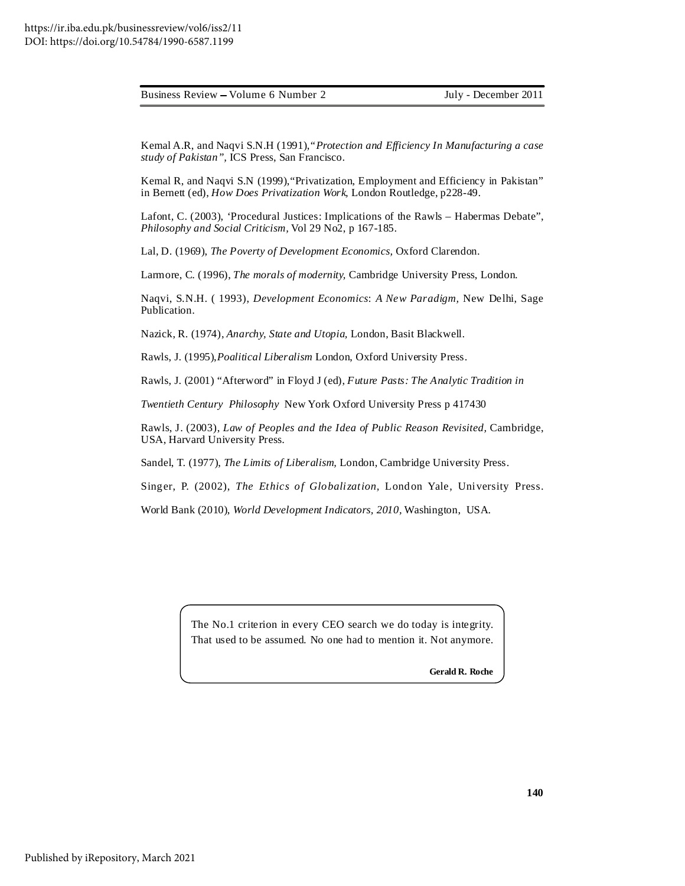Kemal A.R, and Naqvi S.N.H (1991),*"Protection and Efficiency In Manufacturing a case study of Pakistan"*, ICS Press, San Francisco.

Kemal R, and Naqvi S.N (1999),"Privatization, Employment and Efficiency in Pakistan" in Bernett (ed), *How Does Privatization Work*, London Routledge, p228-49.

Lafont, C. (2003), 'Procedural Justices: Implications of the Rawls – Habermas Debate", *Philosophy and Social Criticism*, Vol 29 No2, p 167-185.

Lal, D. (1969), *The Poverty of Development Economics,* Oxford Clarendon.

Larmore, C. (1996), *The morals of modernity*, Cambridge University Press, London.

Naqvi, S.N.H. ( 1993), *Development Economics*: *A New Paradigm,* New Delhi, Sage Publication.

Nazick, R. (1974), *Anarchy, State and Utopia*, London, Basit Blackwell.

Rawls, J. (1995),*Poalitical Liberalism* London, Oxford University Press.

Rawls, J. (2001) "Afterword" in Floyd J (ed), *Future Pasts: The Analytic Tradition in*

*Twentieth Century Philosophy* New York Oxford University Press p 417430

Rawls, J. (2003), *Law of Peoples and the Idea of Public Reason Revisited,* Cambridge, USA, Harvard University Press.

Sandel, T. (1977), *The Limits of Liberalism*, London, Cambridge University Press.

Singer, P. (2002), *The Ethics of Globalization,* London Yale, University Press.

World Bank (2010), *World Development Indicators, 2010*, Washington, USA.

> The No.1 criterion in every CEO search we do today is integrity. That used to be assumed. No one had to mention it. Not anymore.
>
> **Gerald R. Roche**